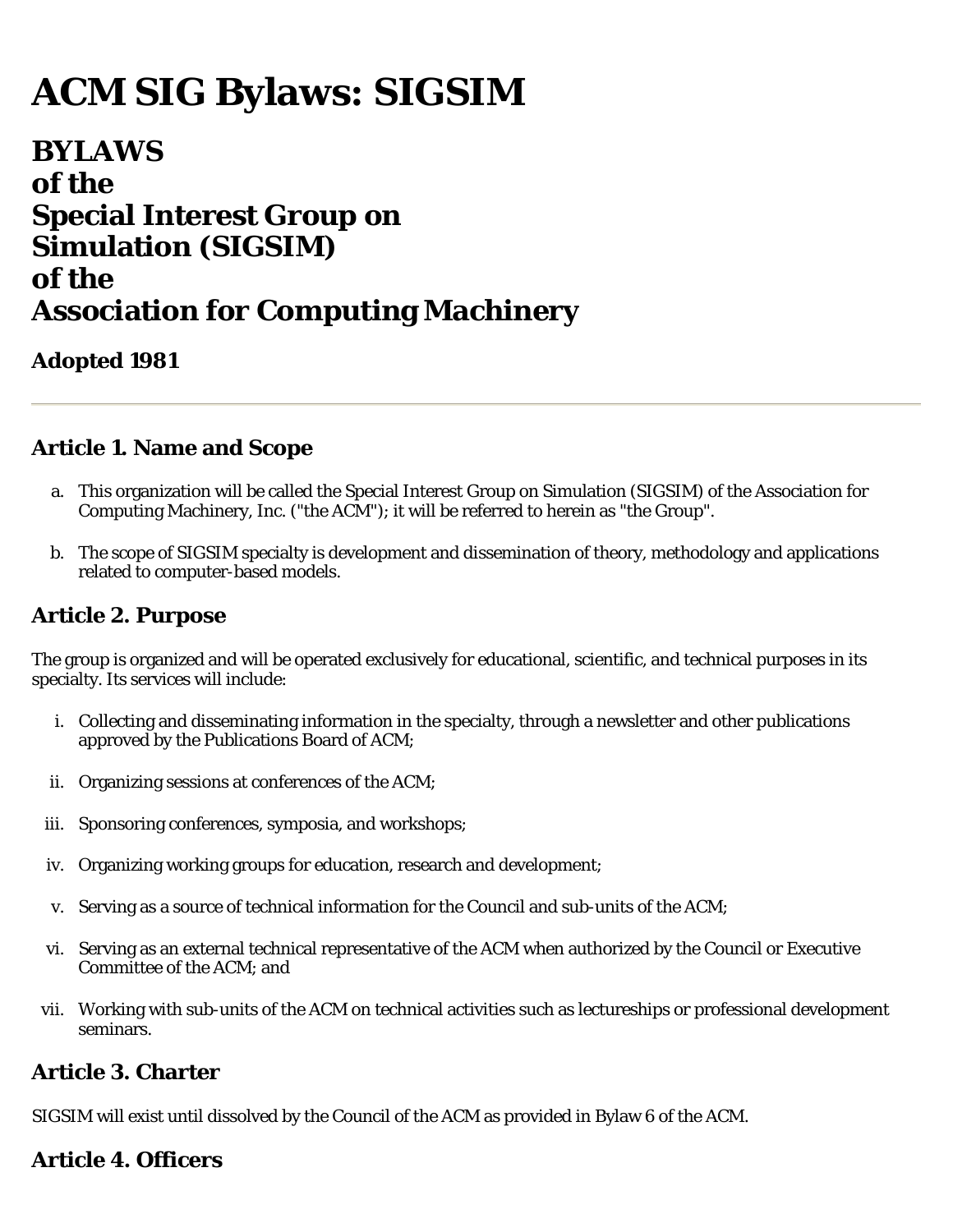# ACM SIG Bylaws: SIGSIM

## BYLAWS
## of the
## Special Interest Group on Simulation (SIGSIM)
## of the
## Association for Computing Machinery

### Adopted 1981

---

### Article 1. Name and Scope

a. This organization will be called the Special Interest Group on Simulation (SIGSIM) of the Association for Computing Machinery, Inc. ("the ACM"); it will be referred to herein as "the Group".

b. The scope of SIGSIM specialty is development and dissemination of theory, methodology and applications related to computer-based models.

### Article 2. Purpose

The group is organized and will be operated exclusively for educational, scientific, and technical purposes in its specialty. Its services will include:

i. Collecting and disseminating information in the specialty, through a newsletter and other publications approved by the Publications Board of ACM;

ii. Organizing sessions at conferences of the ACM;

iii. Sponsoring conferences, symposia, and workshops;

iv. Organizing working groups for education, research and development;

v. Serving as a source of technical information for the Council and sub-units of the ACM;

vi. Serving as an external technical representative of the ACM when authorized by the Council or Executive Committee of the ACM; and

vii. Working with sub-units of the ACM on technical activities such as lectureships or professional development seminars.

### Article 3. Charter

SIGSIM will exist until dissolved by the Council of the ACM as provided in Bylaw 6 of the ACM.

### Article 4. Officers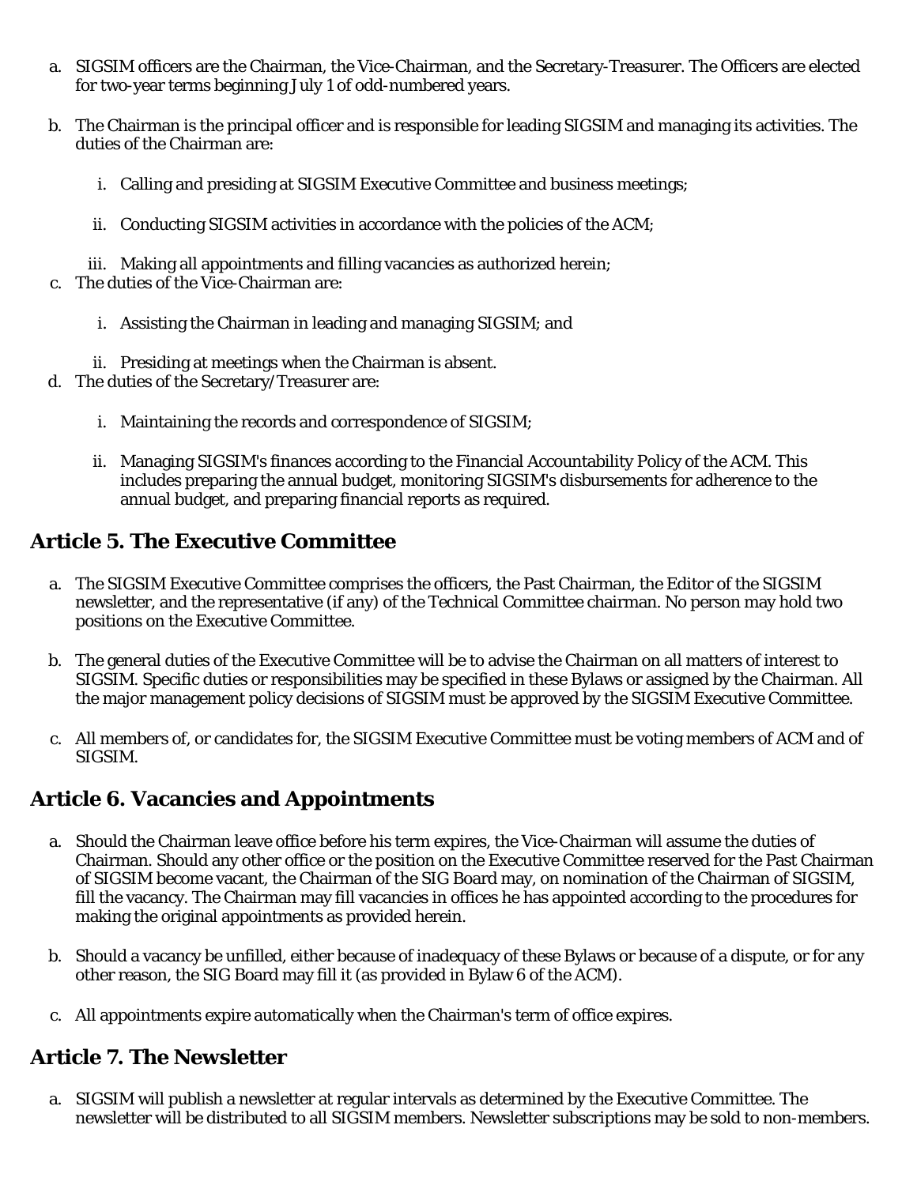a. SIGSIM officers are the Chairman, the Vice-Chairman, and the Secretary-Treasurer. The Officers are elected for two-year terms beginning July 1 of odd-numbered years.

b. The Chairman is the principal officer and is responsible for leading SIGSIM and managing its activities. The duties of the Chairman are:

   i. Calling and presiding at SIGSIM Executive Committee and business meetings;

   ii. Conducting SIGSIM activities in accordance with the policies of the ACM;

   iii. Making all appointments and filling vacancies as authorized herein;

c. The duties of the Vice-Chairman are:

   i. Assisting the Chairman in leading and managing SIGSIM; and

   ii. Presiding at meetings when the Chairman is absent.

d. The duties of the Secretary/Treasurer are:

   i. Maintaining the records and correspondence of SIGSIM;

   ii. Managing SIGSIM's finances according to the Financial Accountability Policy of the ACM. This includes preparing the annual budget, monitoring SIGSIM's disbursements for adherence to the annual budget, and preparing financial reports as required.

## Article 5. The Executive Committee

a. The SIGSIM Executive Committee comprises the officers, the Past Chairman, the Editor of the SIGSIM newsletter, and the representative (if any) of the Technical Committee chairman. No person may hold two positions on the Executive Committee.

b. The general duties of the Executive Committee will be to advise the Chairman on all matters of interest to SIGSIM. Specific duties or responsibilities may be specified in these Bylaws or assigned by the Chairman. All the major management policy decisions of SIGSIM must be approved by the SIGSIM Executive Committee.

c. All members of, or candidates for, the SIGSIM Executive Committee must be voting members of ACM and of SIGSIM.

## Article 6. Vacancies and Appointments

a. Should the Chairman leave office before his term expires, the Vice-Chairman will assume the duties of Chairman. Should any other office or the position on the Executive Committee reserved for the Past Chairman of SIGSIM become vacant, the Chairman of the SIG Board may, on nomination of the Chairman of SIGSIM, fill the vacancy. The Chairman may fill vacancies in offices he has appointed according to the procedures for making the original appointments as provided herein.

b. Should a vacancy be unfilled, either because of inadequacy of these Bylaws or because of a dispute, or for any other reason, the SIG Board may fill it (as provided in Bylaw 6 of the ACM).

c. All appointments expire automatically when the Chairman's term of office expires.

## Article 7. The Newsletter

a. SIGSIM will publish a newsletter at regular intervals as determined by the Executive Committee. The newsletter will be distributed to all SIGSIM members. Newsletter subscriptions may be sold to non-members.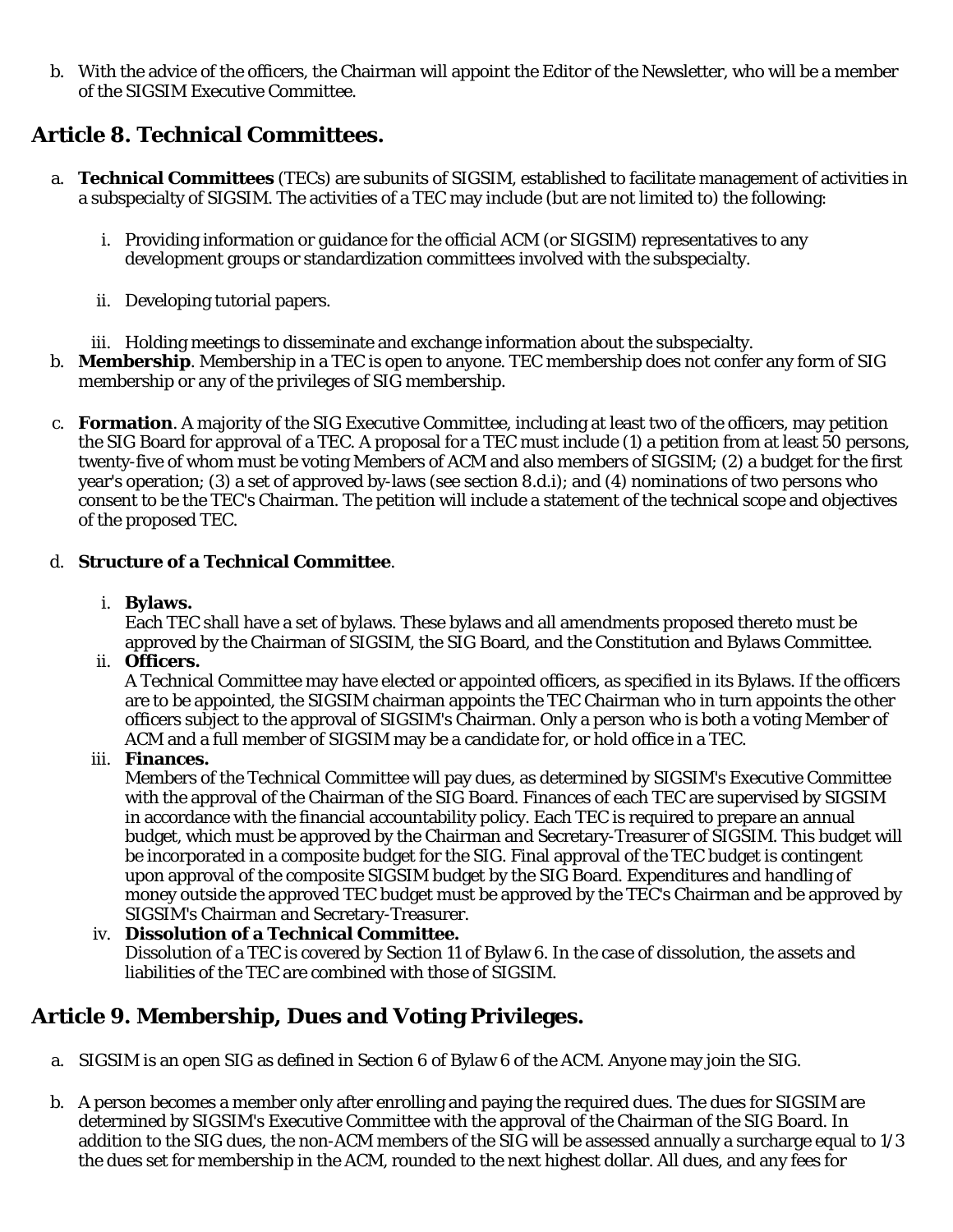b. With the advice of the officers, the Chairman will appoint the Editor of the Newsletter, who will be a member of the SIGSIM Executive Committee.

## Article 8. Technical Committees.

a. **Technical Committees** (TECs) are subunits of SIGSIM, established to facilitate management of activities in a subspecialty of SIGSIM. The activities of a TEC may include (but are not limited to) the following:

   i. Providing information or guidance for the official ACM (or SIGSIM) representatives to any development groups or standardization committees involved with the subspecialty.

   ii. Developing tutorial papers.

   iii. Holding meetings to disseminate and exchange information about the subspecialty.

b. **Membership**. Membership in a TEC is open to anyone. TEC membership does not confer any form of SIG membership or any of the privileges of SIG membership.

c. **Formation**. A majority of the SIG Executive Committee, including at least two of the officers, may petition the SIG Board for approval of a TEC. A proposal for a TEC must include (1) a petition from at least 50 persons, twenty-five of whom must be voting Members of ACM and also members of SIGSIM; (2) a budget for the first year's operation; (3) a set of approved by-laws (see section 8.d.i); and (4) nominations of two persons who consent to be the TEC's Chairman. The petition will include a statement of the technical scope and objectives of the proposed TEC.

d. **Structure of a Technical Committee**.

   i. **Bylaws.**
   Each TEC shall have a set of bylaws. These bylaws and all amendments proposed thereto must be approved by the Chairman of SIGSIM, the SIG Board, and the Constitution and Bylaws Committee.

   ii. **Officers.**
   A Technical Committee may have elected or appointed officers, as specified in its Bylaws. If the officers are to be appointed, the SIGSIM chairman appoints the TEC Chairman who in turn appoints the other officers subject to the approval of SIGSIM's Chairman. Only a person who is both a voting Member of ACM and a full member of SIGSIM may be a candidate for, or hold office in a TEC.

   iii. **Finances.**
   Members of the Technical Committee will pay dues, as determined by SIGSIM's Executive Committee with the approval of the Chairman of the SIG Board. Finances of each TEC are supervised by SIGSIM in accordance with the financial accountability policy. Each TEC is required to prepare an annual budget, which must be approved by the Chairman and Secretary-Treasurer of SIGSIM. This budget will be incorporated in a composite budget for the SIG. Final approval of the TEC budget is contingent upon approval of the composite SIGSIM budget by the SIG Board. Expenditures and handling of money outside the approved TEC budget must be approved by the TEC's Chairman and be approved by SIGSIM's Chairman and Secretary-Treasurer.

   iv. **Dissolution of a Technical Committee.**
   Dissolution of a TEC is covered by Section 11 of Bylaw 6. In the case of dissolution, the assets and liabilities of the TEC are combined with those of SIGSIM.

## Article 9. Membership, Dues and Voting Privileges.

a. SIGSIM is an open SIG as defined in Section 6 of Bylaw 6 of the ACM. Anyone may join the SIG.

b. A person becomes a member only after enrolling and paying the required dues. The dues for SIGSIM are determined by SIGSIM's Executive Committee with the approval of the Chairman of the SIG Board. In addition to the SIG dues, the non-ACM members of the SIG will be assessed annually a surcharge equal to 1/3 the dues set for membership in the ACM, rounded to the next highest dollar. All dues, and any fees for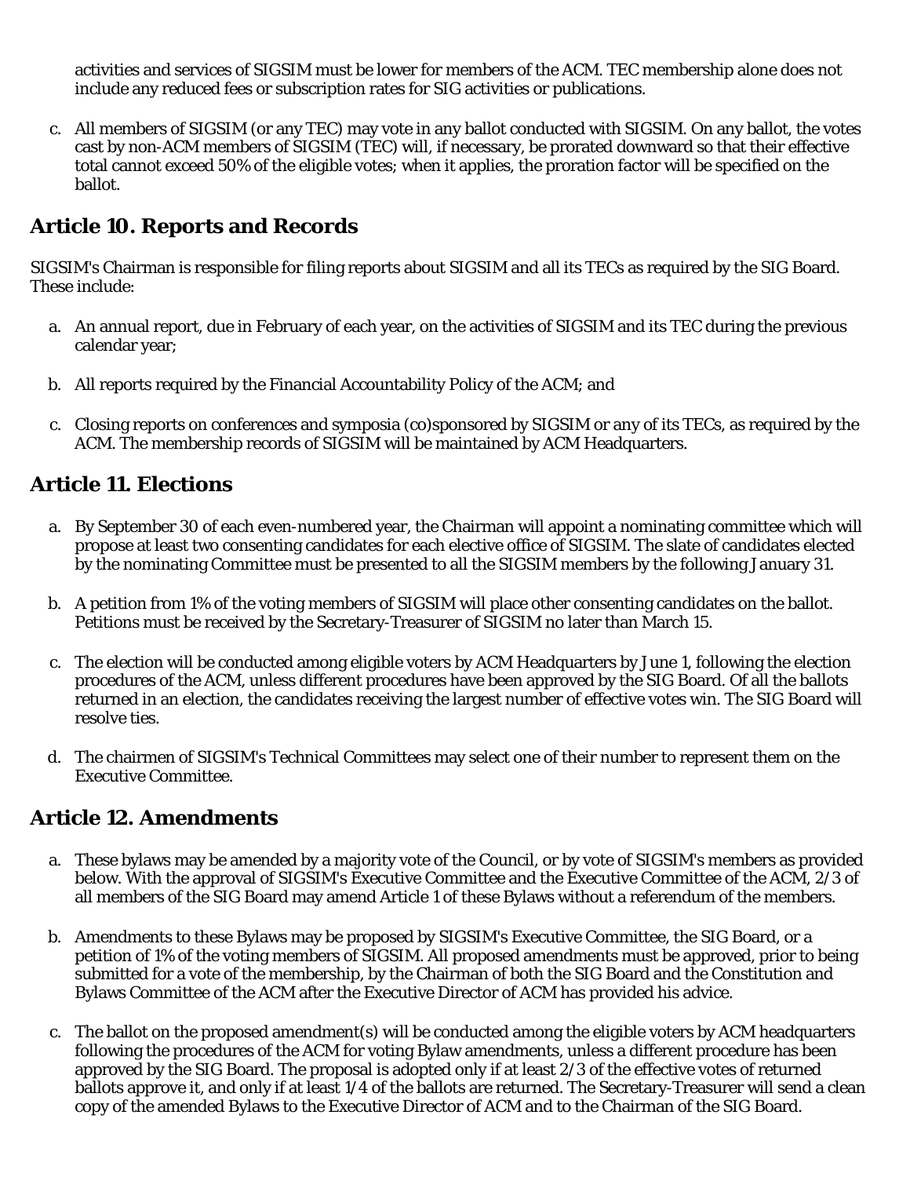activities and services of SIGSIM must be lower for members of the ACM. TEC membership alone does not include any reduced fees or subscription rates for SIG activities or publications.

c. All members of SIGSIM (or any TEC) may vote in any ballot conducted with SIGSIM. On any ballot, the votes cast by non-ACM members of SIGSIM (TEC) will, if necessary, be prorated downward so that their effective total cannot exceed 50% of the eligible votes; when it applies, the proration factor will be specified on the ballot.

## Article 10. Reports and Records

SIGSIM's Chairman is responsible for filing reports about SIGSIM and all its TECs as required by the SIG Board. These include:

a. An annual report, due in February of each year, on the activities of SIGSIM and its TEC during the previous calendar year;

b. All reports required by the Financial Accountability Policy of the ACM; and

c. Closing reports on conferences and symposia (co)sponsored by SIGSIM or any of its TECs, as required by the ACM. The membership records of SIGSIM will be maintained by ACM Headquarters.

## Article 11. Elections

a. By September 30 of each even-numbered year, the Chairman will appoint a nominating committee which will propose at least two consenting candidates for each elective office of SIGSIM. The slate of candidates elected by the nominating Committee must be presented to all the SIGSIM members by the following January 31.

b. A petition from 1% of the voting members of SIGSIM will place other consenting candidates on the ballot. Petitions must be received by the Secretary-Treasurer of SIGSIM no later than March 15.

c. The election will be conducted among eligible voters by ACM Headquarters by June 1, following the election procedures of the ACM, unless different procedures have been approved by the SIG Board. Of all the ballots returned in an election, the candidates receiving the largest number of effective votes win. The SIG Board will resolve ties.

d. The chairmen of SIGSIM's Technical Committees may select one of their number to represent them on the Executive Committee.

## Article 12. Amendments

a. These bylaws may be amended by a majority vote of the Council, or by vote of SIGSIM's members as provided below. With the approval of SIGSIM's Executive Committee and the Executive Committee of the ACM, 2/3 of all members of the SIG Board may amend Article 1 of these Bylaws without a referendum of the members.

b. Amendments to these Bylaws may be proposed by SIGSIM's Executive Committee, the SIG Board, or a petition of 1% of the voting members of SIGSIM. All proposed amendments must be approved, prior to being submitted for a vote of the membership, by the Chairman of both the SIG Board and the Constitution and Bylaws Committee of the ACM after the Executive Director of ACM has provided his advice.

c. The ballot on the proposed amendment(s) will be conducted among the eligible voters by ACM headquarters following the procedures of the ACM for voting Bylaw amendments, unless a different procedure has been approved by the SIG Board. The proposal is adopted only if at least 2/3 of the effective votes of returned ballots approve it, and only if at least 1/4 of the ballots are returned. The Secretary-Treasurer will send a clean copy of the amended Bylaws to the Executive Director of ACM and to the Chairman of the SIG Board.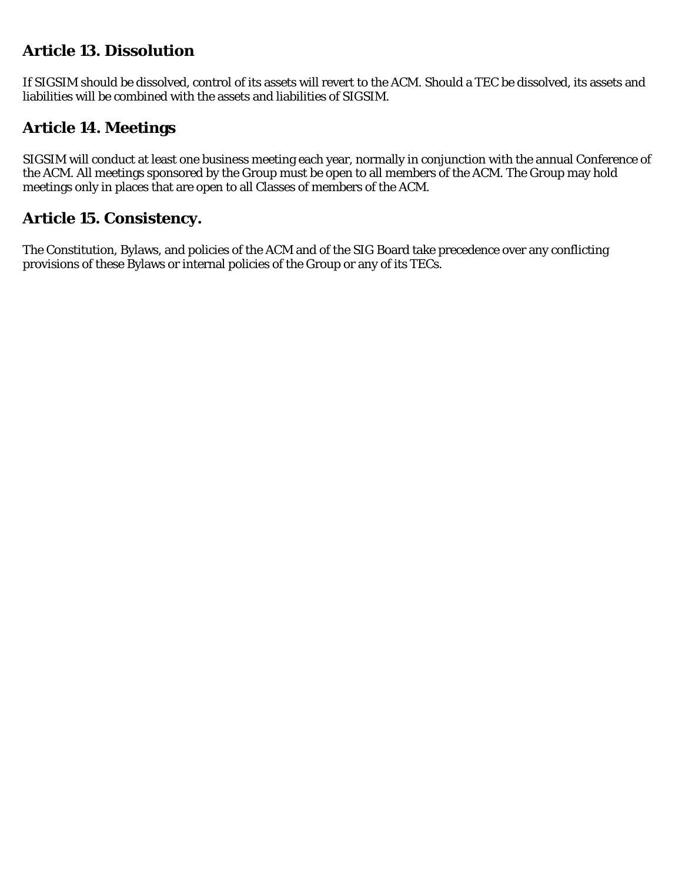## Article 13. Dissolution

If SIGSIM should be dissolved, control of its assets will revert to the ACM. Should a TEC be dissolved, its assets and liabilities will be combined with the assets and liabilities of SIGSIM.

## Article 14. Meetings

SIGSIM will conduct at least one business meeting each year, normally in conjunction with the annual Conference of the ACM. All meetings sponsored by the Group must be open to all members of the ACM. The Group may hold meetings only in places that are open to all Classes of members of the ACM.

## Article 15. Consistency.

The Constitution, Bylaws, and policies of the ACM and of the SIG Board take precedence over any conflicting provisions of these Bylaws or internal policies of the Group or any of its TECs.